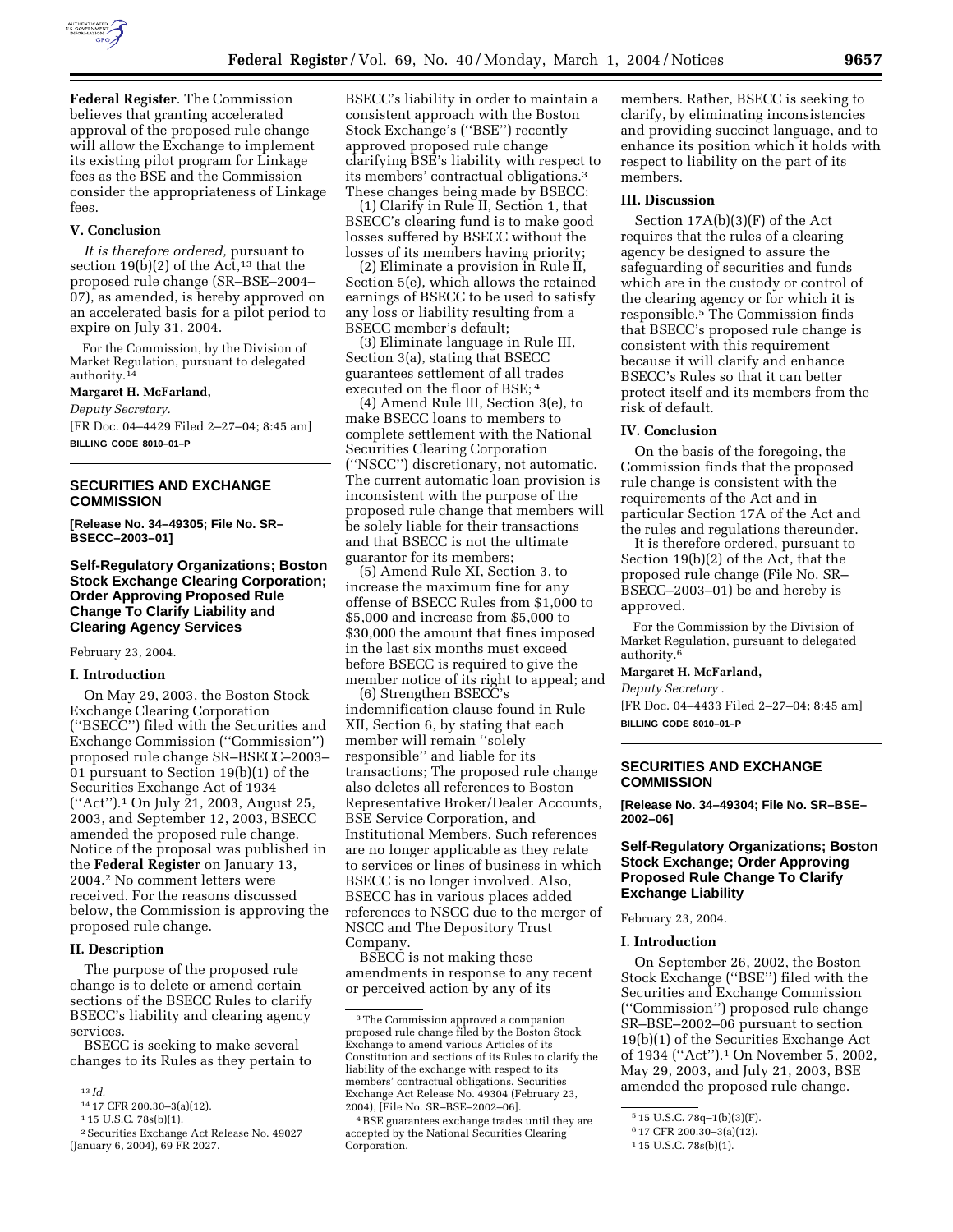**Federal Register**. The Commission believes that granting accelerated approval of the proposed rule change will allow the Exchange to implement its existing pilot program for Linkage fees as the BSE and the Commission consider the appropriateness of Linkage fees.

### V. Conclusion

*It is therefore ordered,* pursuant to section 19(b)(2) of the Act,[13] that the proposed rule change (SR–BSE–2004–07), as amended, is hereby approved on an accelerated basis for a pilot period to expire on July 31, 2004.

For the Commission, by the Division of Market Regulation, pursuant to delegated authority.[14]

**Margaret H. McFarland,**

*Deputy Secretary.*

[FR Doc. 04–4429 Filed 2–27–04; 8:45 am]

**BILLING CODE 8010–01–P**

[13] *Id.*

[14] 17 CFR 200.30–3(a)(12).

---

## SECURITIES AND EXCHANGE COMMISSION

**[Release No. 34–49305; File No. SR–BSECC–2003–01]**

## Self-Regulatory Organizations; Boston Stock Exchange Clearing Corporation; Order Approving Proposed Rule Change To Clarify Liability and Clearing Agency Services

February 23, 2004.

### I. Introduction

On May 29, 2003, the Boston Stock Exchange Clearing Corporation (''BSECC'') filed with the Securities and Exchange Commission (''Commission'') proposed rule change SR–BSECC–2003–01 pursuant to Section 19(b)(1) of the Securities Exchange Act of 1934 (''Act'').[1] On July 21, 2003, August 25, 2003, and September 12, 2003, BSECC amended the proposed rule change. Notice of the proposal was published in the **Federal Register** on January 13, 2004.[2] No comment letters were received. For the reasons discussed below, the Commission is approving the proposed rule change.

### II. Description

The purpose of the proposed rule change is to delete or amend certain sections of the BSECC Rules to clarify BSECC's liability and clearing agency services.

BSECC is seeking to make several changes to its Rules as they pertain to BSECC's liability in order to maintain a consistent approach with the Boston Stock Exchange's (''BSE'') recently approved proposed rule change clarifying BSE's liability with respect to its members' contractual obligations.[3] These changes being made by BSECC:

(1) Clarify in Rule II, Section 1, that BSECC's clearing fund is to make good losses suffered by BSECC without the losses of its members having priority;

(2) Eliminate a provision in Rule II, Section 5(e), which allows the retained earnings of BSECC to be used to satisfy any loss or liability resulting from a BSECC member's default;

(3) Eliminate language in Rule III, Section 3(a), stating that BSECC guarantees settlement of all trades executed on the floor of BSE;[4]

(4) Amend Rule III, Section 3(e), to make BSECC loans to members to complete settlement with the National Securities Clearing Corporation (''NSCC'') discretionary, not automatic. The current automatic loan provision is inconsistent with the purpose of the proposed rule change that members will be solely liable for their transactions and that BSECC is not the ultimate guarantor for its members;

(5) Amend Rule XI, Section 3, to increase the maximum fine for any offense of BSECC Rules from $1,000 to $5,000 and increase from $5,000 to $30,000 the amount that fines imposed in the last six months must exceed before BSECC is required to give the member notice of its right to appeal; and

(6) Strengthen BSECC's indemnification clause found in Rule XII, Section 6, by stating that each member will remain ''solely responsible'' and liable for its transactions; The proposed rule change also deletes all references to Boston Representative Broker/Dealer Accounts, BSE Service Corporation, and Institutional Members. Such references are no longer applicable as they relate to services or lines of business in which BSECC is no longer involved. Also, BSECC has in various places added references to NSCC due to the merger of NSCC and The Depository Trust Company.

BSECC is not making these amendments in response to any recent or perceived action by any of its members. Rather, BSECC is seeking to clarify, by eliminating inconsistencies and providing succinct language, and to enhance its position which it holds with respect to liability on the part of its members.

### III. Discussion

Section 17A(b)(3)(F) of the Act requires that the rules of a clearing agency be designed to assure the safeguarding of securities and funds which are in the custody or control of the clearing agency or for which it is responsible.[5] The Commission finds that BSECC's proposed rule change is consistent with this requirement because it will clarify and enhance BSECC's Rules so that it can better protect itself and its members from the risk of default.

### IV. Conclusion

On the basis of the foregoing, the Commission finds that the proposed rule change is consistent with the requirements of the Act and in particular Section 17A of the Act and the rules and regulations thereunder.

It is therefore ordered, pursuant to Section 19(b)(2) of the Act, that the proposed rule change (File No. SR–BSECC–2003–01) be and hereby is approved.

For the Commission by the Division of Market Regulation, pursuant to delegated authority.[6]

**Margaret H. McFarland,**

*Deputy Secretary .*

[FR Doc. 04–4433 Filed 2–27–04; 8:45 am]

**BILLING CODE 8010–01–P**

[1] 15 U.S.C. 78s(b)(1).

[2] Securities Exchange Act Release No. 49027 (January 6, 2004), 69 FR 2027.

[3] The Commission approved a companion proposed rule change filed by the Boston Stock Exchange to amend various Articles of its Constitution and sections of its Rules to clarify the liability of the exchange with respect to its members' contractual obligations. Securities Exchange Act Release No. 49304 (February 23, 2004), [File No. SR–BSE–2002–06].

[4] BSE guarantees exchange trades until they are accepted by the National Securities Clearing Corporation.

[5] 15 U.S.C. 78q–1(b)(3)(F).

[6] 17 CFR 200.30–3(a)(12).

---

## SECURITIES AND EXCHANGE COMMISSION

**[Release No. 34–49304; File No. SR–BSE–2002–06]**

## Self-Regulatory Organizations; Boston Stock Exchange; Order Approving Proposed Rule Change To Clarify Exchange Liability

February 23, 2004.

### I. Introduction

On September 26, 2002, the Boston Stock Exchange (''BSE'') filed with the Securities and Exchange Commission (''Commission'') proposed rule change SR–BSE–2002–06 pursuant to section 19(b)(1) of the Securities Exchange Act of 1934 (''Act'').[1] On November 5, 2002, May 29, 2003, and July 21, 2003, BSE amended the proposed rule change.

[1] 15 U.S.C. 78s(b)(1).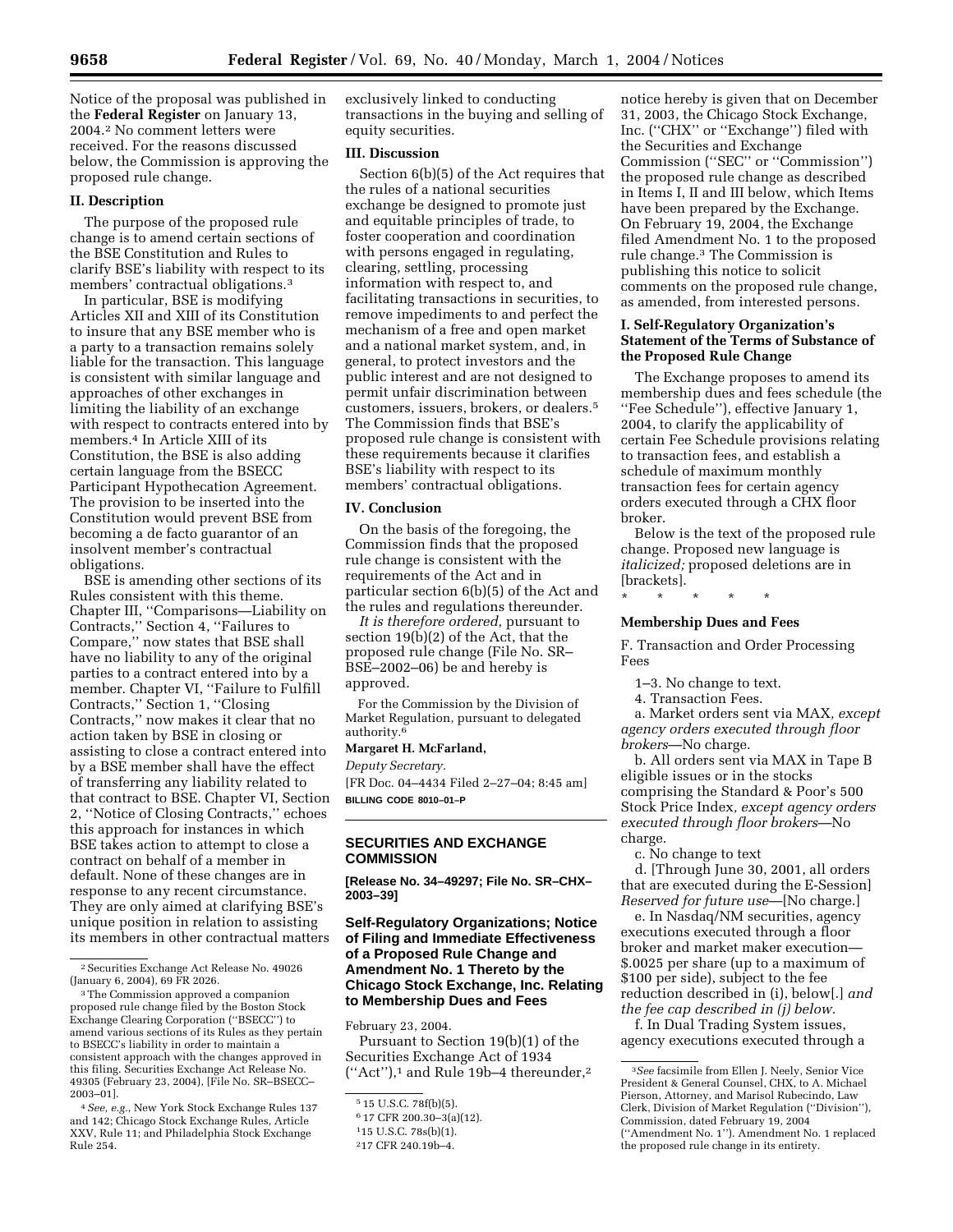Notice of the proposal was published in the **Federal Register** on January 13, 2004.[2] No comment letters were received. For the reasons discussed below, the Commission is approving the proposed rule change.

### II. Description

The purpose of the proposed rule change is to amend certain sections of the BSE Constitution and Rules to clarify BSE's liability with respect to its members' contractual obligations.[3]

In particular, BSE is modifying Articles XII and XIII of its Constitution to insure that any BSE member who is a party to a transaction remains solely liable for the transaction. This language is consistent with similar language and approaches of other exchanges in limiting the liability of an exchange with respect to contracts entered into by members.[4] In Article XIII of its Constitution, the BSE is also adding certain language from the BSECC Participant Hypothecation Agreement. The provision to be inserted into the Constitution would prevent BSE from becoming a de facto guarantor of an insolvent member's contractual obligations.

BSE is amending other sections of its Rules consistent with this theme. Chapter III, "Comparisons—Liability on Contracts," Section 4, "Failures to Compare," now states that BSE shall have no liability to any of the original parties to a contract entered into by a member. Chapter VI, "Failure to Fulfill Contracts," Section 1, "Closing Contracts," now makes it clear that no action taken by BSE in closing or assisting to close a contract entered into by a BSE member shall have the effect of transferring any liability related to that contract to BSE. Chapter VI, Section 2, "Notice of Closing Contracts," echoes this approach for instances in which BSE takes action to attempt to close a contract on behalf of a member in default. None of these changes are in response to any recent circumstance. They are only aimed at clarifying BSE's unique position in relation to assisting its members in other contractual matters exclusively linked to conducting transactions in the buying and selling of equity securities.

### III. Discussion

Section 6(b)(5) of the Act requires that the rules of a national securities exchange be designed to promote just and equitable principles of trade, to foster cooperation and coordination with persons engaged in regulating, clearing, settling, processing information with respect to, and facilitating transactions in securities, to remove impediments to and perfect the mechanism of a free and open market and a national market system, and, in general, to protect investors and the public interest and are not designed to permit unfair discrimination between customers, issuers, brokers, or dealers.[5] The Commission finds that BSE's proposed rule change is consistent with these requirements because it clarifies BSE's liability with respect to its members' contractual obligations.

### IV. Conclusion

On the basis of the foregoing, the Commission finds that the proposed rule change is consistent with the requirements of the Act and in particular section 6(b)(5) of the Act and the rules and regulations thereunder.

*It is therefore ordered,* pursuant to section 19(b)(2) of the Act, that the proposed rule change (File No. SR–BSE–2002–06) be and hereby is approved.

For the Commission by the Division of Market Regulation, pursuant to delegated authority.[6]

**Margaret H. McFarland,**

*Deputy Secretary.*

[FR Doc. 04–4434 Filed 2–27–04; 8:45 am]

**BILLING CODE 8010–01–P**

[2] Securities Exchange Act Release No. 49026 (January 6, 2004), 69 FR 2026.

[3] The Commission approved a companion proposed rule change filed by the Boston Stock Exchange Clearing Corporation ("BSECC") to amend various sections of its Rules as they pertain to BSECC's liability in order to maintain a consistent approach with the changes approved in this filing. Securities Exchange Act Release No. 49305 (February 23, 2004), [File No. SR–BSECC–2003–01].

[4] *See, e.g.*, New York Stock Exchange Rules 137 and 142; Chicago Stock Exchange Rules, Article XXV, Rule 11; and Philadelphia Stock Exchange Rule 254.

[5] 15 U.S.C. 78f(b)(5).

[6] 17 CFR 200.30–3(a)(12).

---

## SECURITIES AND EXCHANGE COMMISSION

**[Release No. 34–49297; File No. SR–CHX–2003–39]**

## Self-Regulatory Organizations; Notice of Filing and Immediate Effectiveness of a Proposed Rule Change and Amendment No. 1 Thereto by the Chicago Stock Exchange, Inc. Relating to Membership Dues and Fees

February 23, 2004.

Pursuant to Section 19(b)(1) of the Securities Exchange Act of 1934 ("Act"),[1] and Rule 19b–4 thereunder,[2] notice hereby is given that on December 31, 2003, the Chicago Stock Exchange, Inc. ("CHX" or "Exchange") filed with the Securities and Exchange Commission ("SEC" or "Commission") the proposed rule change as described in Items I, II and III below, which Items have been prepared by the Exchange. On February 19, 2004, the Exchange filed Amendment No. 1 to the proposed rule change.[3] The Commission is publishing this notice to solicit comments on the proposed rule change, as amended, from interested persons.

### I. Self-Regulatory Organization's Statement of the Terms of Substance of the Proposed Rule Change

The Exchange proposes to amend its membership dues and fees schedule (the "Fee Schedule"), effective January 1, 2004, to clarify the applicability of certain Fee Schedule provisions relating to transaction fees, and establish a schedule of maximum monthly transaction fees for certain agency orders executed through a CHX floor broker.

Below is the text of the proposed rule change. Proposed new language is *italicized;* proposed deletions are in [brackets].

\* \* \* \* \*

**Membership Dues and Fees**

F. Transaction and Order Processing Fees

1–3. No change to text.

4. Transaction Fees.

a. Market orders sent via MAX*, except agency orders executed through floor brokers*—No charge.

b. All orders sent via MAX in Tape B eligible issues or in the stocks comprising the Standard & Poor's 500 Stock Price Index*, except agency orders executed through floor brokers*—No charge.

c. No change to text

d. [Through June 30, 2001, all orders that are executed during the E-Session] *Reserved for future use*—[No charge.]

e. In Nasdaq/NM securities, agency executions executed through a floor broker and market maker execution—$.0025 per share (up to a maximum of $100 per side), subject to the fee reduction described in (i), below[.] *and the fee cap described in (j) below.*

f. In Dual Trading System issues, agency executions executed through a

[1] 15 U.S.C. 78s(b)(1).

[2] 17 CFR 240.19b–4.

[3] *See* facsimile from Ellen J. Neely, Senior Vice President & General Counsel, CHX, to A. Michael Pierson, Attorney, and Marisol Rubecindo, Law Clerk, Division of Market Regulation ("Division"), Commission, dated February 19, 2004 ("Amendment No. 1"). Amendment No. 1 replaced the proposed rule change in its entirety.